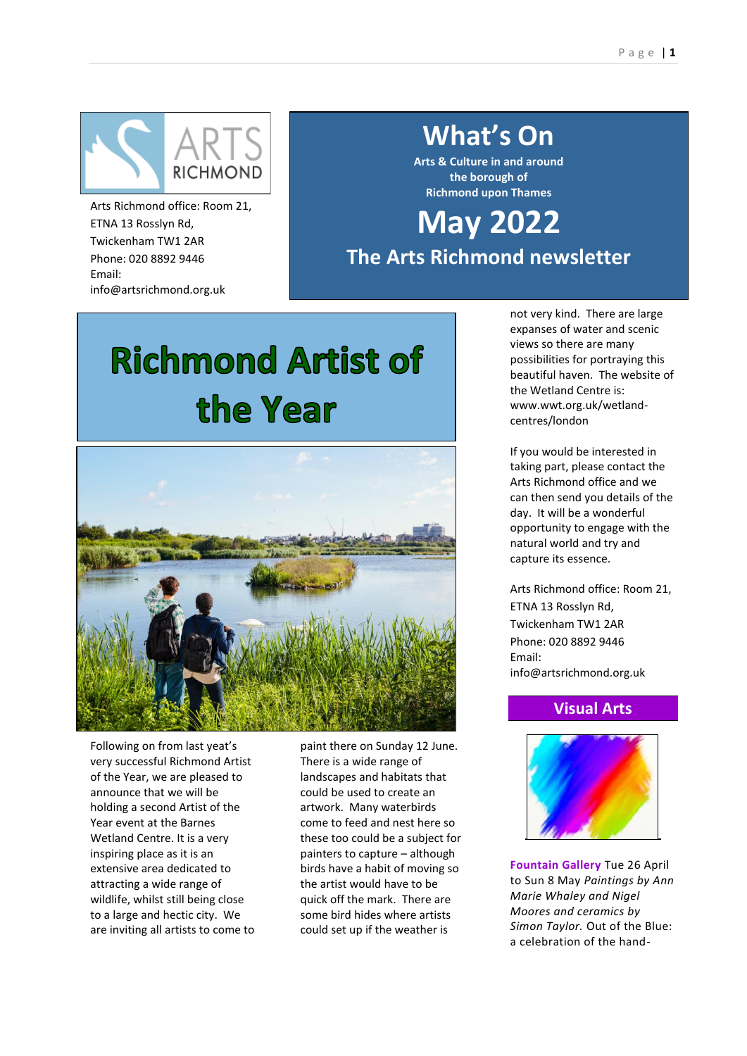Arts Richmond office: Room 21,
ETNA 13 Rosslyn Rd,
Twickenham TW1 2AR
Phone: 020 8892 9446
Email:
info@artsrichmond.org.uk

# What's On

**Arts & Culture in and around the borough of Richmond upon Thames**

# May 2022

## The Arts Richmond newsletter

## Richmond Artist of the Year

Following on from last yeat's very successful Richmond Artist of the Year, we are pleased to announce that we will be holding a second Artist of the Year event at the Barnes Wetland Centre. It is a very inspiring place as it is an extensive area dedicated to attracting a wide range of wildlife, whilst still being close to a large and hectic city. We are inviting all artists to come to paint there on Sunday 12 June. There is a wide range of landscapes and habitats that could be used to create an artwork. Many waterbirds come to feed and nest here so these too could be a subject for painters to capture – although birds have a habit of moving so the artist would have to be quick off the mark. There are some bird hides where artists could set up if the weather is not very kind. There are large expanses of water and scenic views so there are many possibilities for portraying this beautiful haven. The website of the Wetland Centre is: www.wwt.org.uk/wetland-centres/london

If you would be interested in taking part, please contact the Arts Richmond office and we can then send you details of the day. It will be a wonderful opportunity to engage with the natural world and try and capture its essence.

Arts Richmond office: Room 21,
ETNA 13 Rosslyn Rd,
Twickenham TW1 2AR
Phone: 020 8892 9446
Email:
info@artsrichmond.org.uk

## Visual Arts

**Fountain Gallery** Tue 26 April to Sun 8 May *Paintings by Ann Marie Whaley and Nigel Moores and ceramics by Simon Taylor.* Out of the Blue: a celebration of the hand-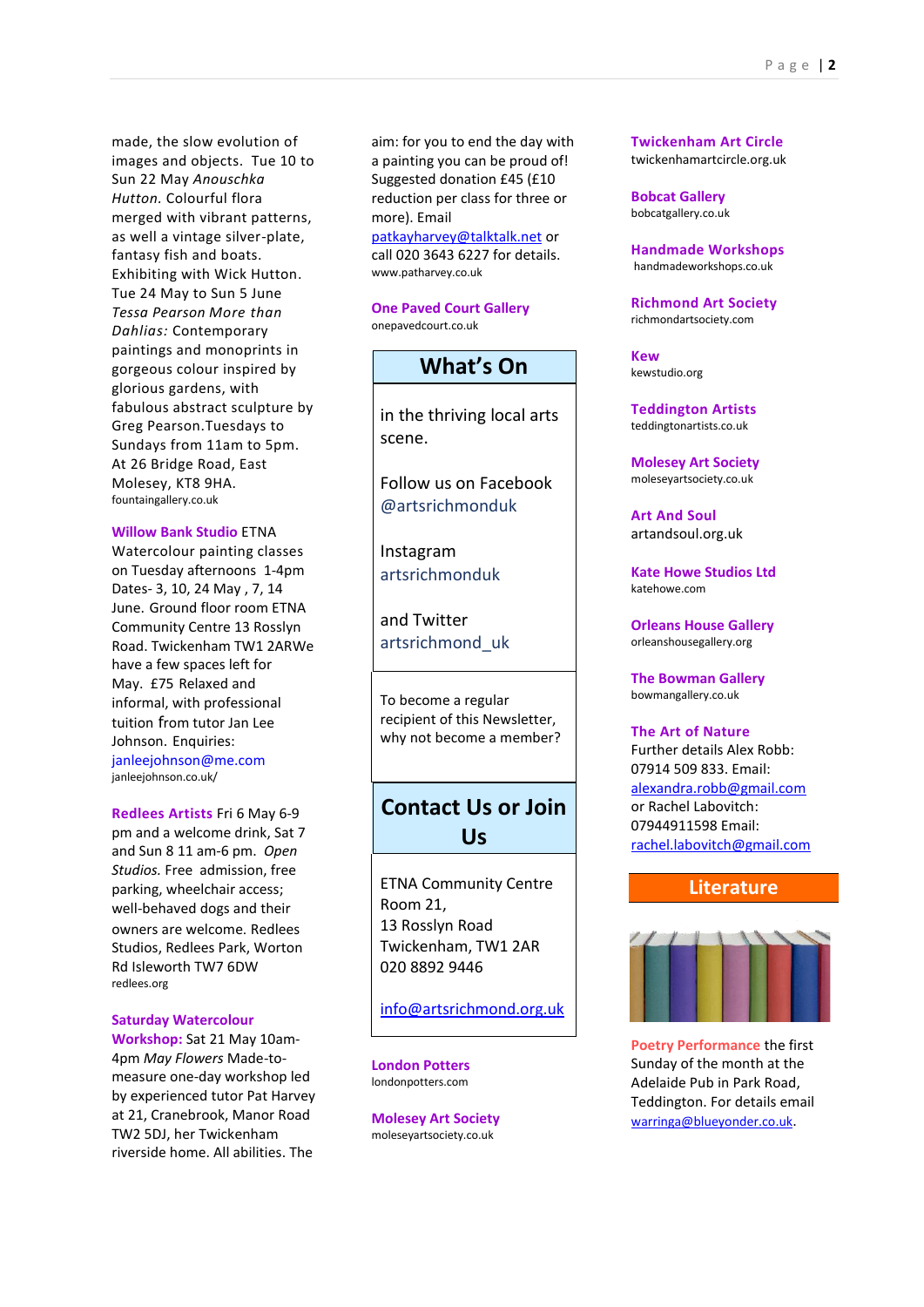made, the slow evolution of images and objects. Tue 10 to Sun 22 May *Anouschka Hutton.* Colourful flora merged with vibrant patterns, as well a vintage silver-plate, fantasy fish and boats. Exhibiting with Wick Hutton. Tue 24 May to Sun 5 June *Tessa Pearson More than Dahlias:* Contemporary paintings and monoprints in gorgeous colour inspired by glorious gardens, with fabulous abstract sculpture by Greg Pearson.Tuesdays to Sundays from 11am to 5pm. At 26 Bridge Road, East Molesey, KT8 9HA.
fountaingallery.co.uk

**Willow Bank Studio** ETNA Watercolour painting classes on Tuesday afternoons 1-4pm Dates- 3, 10, 24 May , 7, 14 June. Ground floor room ETNA Community Centre 13 Rosslyn Road. Twickenham TW1 2ARWe have a few spaces left for May. £75 Relaxed and informal, with professional tuition from tutor Jan Lee Johnson. Enquiries: janleejohnson@me.com
janleejohnson.co.uk/

**Redlees Artists** Fri 6 May 6-9 pm and a welcome drink, Sat 7 and Sun 8 11 am-6 pm. *Open Studios.* Free admission, free parking, wheelchair access; well-behaved dogs and their owners are welcome. Redlees Studios, Redlees Park, Worton Rd Isleworth TW7 6DW
redlees.org

**Saturday Watercolour Workshop:** Sat 21 May 10am-4pm *May Flowers* Made-to-measure one-day workshop led by experienced tutor Pat Harvey at 21, Cranebrook, Manor Road TW2 5DJ, her Twickenham riverside home. All abilities. The aim: for you to end the day with a painting you can be proud of! Suggested donation £45 (£10 reduction per class for three or more). Email patkayharvey@talktalk.net or call 020 3643 6227 for details.
www.patharvey.co.uk

**One Paved Court Gallery**
onepavedcourt.co.uk

## What's On

in the thriving local arts scene.

Follow us on Facebook @artsrichmonduk

Instagram artsrichmonduk

and Twitter artsrichmond_uk

To become a regular recipient of this Newsletter, why not become a member?

## Contact Us or Join Us

ETNA Community Centre
Room 21,
13 Rosslyn Road
Twickenham, TW1 2AR
020 8892 9446

info@artsrichmond.org.uk

**London Potters**
londonpotters.com

**Molesey Art Society**
moleseyartsociety.co.uk

**Twickenham Art Circle**
twickenhamartcircle.org.uk

**Bobcat Gallery**
bobcatgallery.co.uk

**Handmade Workshops**
handmadeworkshops.co.uk

**Richmond Art Society**
richmondartsociety.com

**Kew**
kewstudio.org

**Teddington Artists**
teddingtonartists.co.uk

**Molesey Art Society**
moleseyartsociety.co.uk

**Art And Soul**
artandsoul.org.uk

**Kate Howe Studios Ltd**
katehowe.com

**Orleans House Gallery**
orleanshousegallery.org

**The Bowman Gallery**
bowmangallery.co.uk

**The Art of Nature**
Further details Alex Robb: 07914 509 833. Email: alexandra.robb@gmail.com or Rachel Labovitch: 07944911598 Email: rachel.labovitch@gmail.com

## Literature

**Poetry Performance** the first Sunday of the month at the Adelaide Pub in Park Road, Teddington. For details email warringa@blueyonder.co.uk.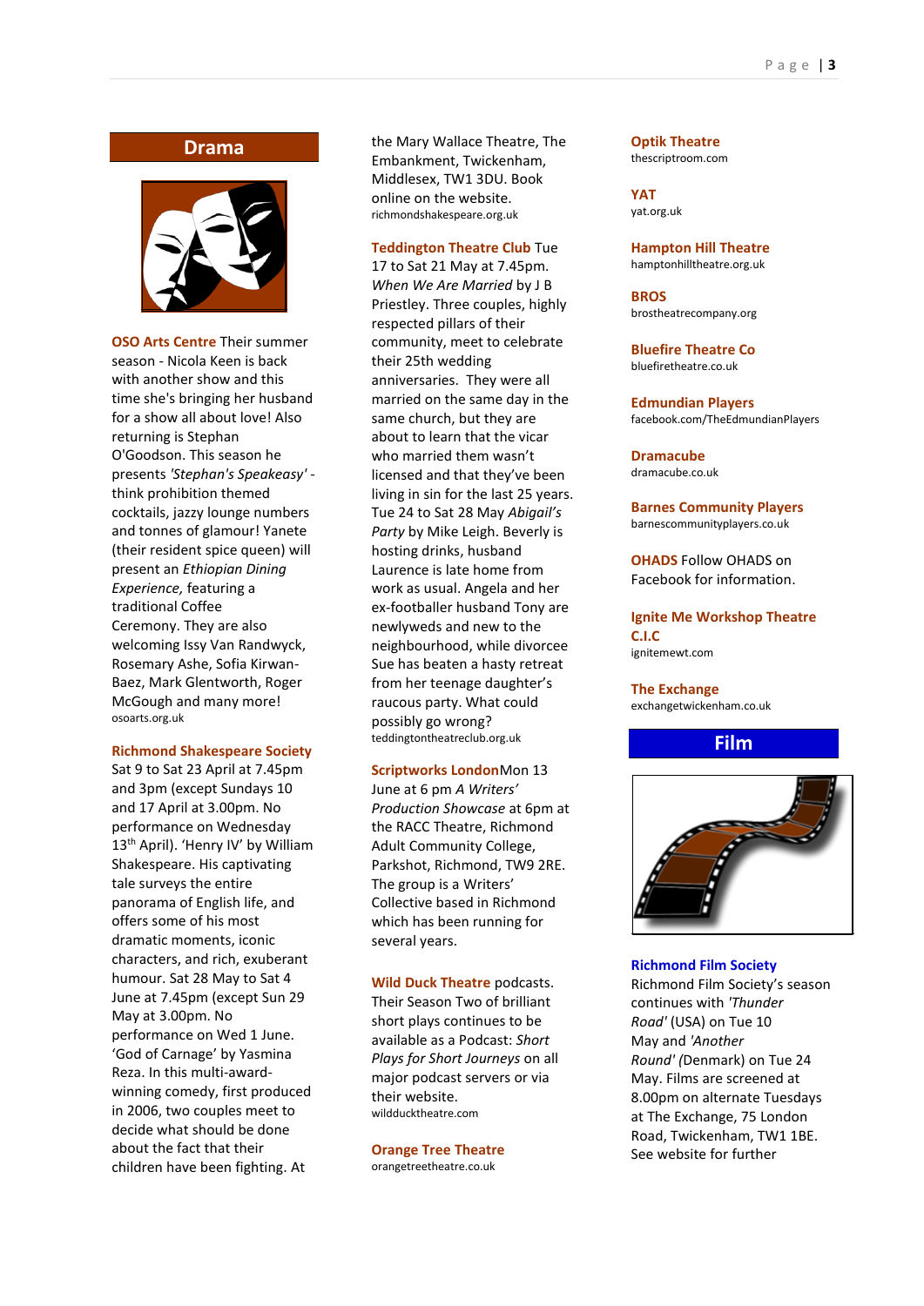## Drama

**OSO Arts Centre** Their summer season - Nicola Keen is back with another show and this time she's bringing her husband for a show all about love! Also returning is Stephan O'Goodson. This season he presents *'Stephan's Speakeasy'* - think prohibition themed cocktails, jazzy lounge numbers and tonnes of glamour! Yanete (their resident spice queen) will present an *Ethiopian Dining Experience,* featuring a traditional Coffee Ceremony. They are also welcoming Issy Van Randwyck, Rosemary Ashe, Sofia Kirwan-Baez, Mark Glentworth, Roger McGough and many more!
osoarts.org.uk

**Richmond Shakespeare Society** Sat 9 to Sat 23 April at 7.45pm and 3pm (except Sundays 10 and 17 April at 3.00pm. No performance on Wednesday 13th April). 'Henry IV' by William Shakespeare. His captivating tale surveys the entire panorama of English life, and offers some of his most dramatic moments, iconic characters, and rich, exuberant humour. Sat 28 May to Sat 4 June at 7.45pm (except Sun 29 May at 3.00pm. No performance on Wed 1 June. 'God of Carnage' by Yasmina Reza. In this multi-award-winning comedy, first produced in 2006, two couples meet to decide what should be done about the fact that their children have been fighting. At the Mary Wallace Theatre, The Embankment, Twickenham, Middlesex, TW1 3DU. Book online on the website.
richmondshakespeare.org.uk

**Teddington Theatre Club** Tue 17 to Sat 21 May at 7.45pm. *When We Are Married* by J B Priestley. Three couples, highly respected pillars of their community, meet to celebrate their 25th wedding anniversaries. They were all married on the same day in the same church, but they are about to learn that the vicar who married them wasn't licensed and that they've been living in sin for the last 25 years. Tue 24 to Sat 28 May *Abigail's Party* by Mike Leigh. Beverly is hosting drinks, husband Laurence is late home from work as usual. Angela and her ex-footballer husband Tony are newlyweds and new to the neighbourhood, while divorcee Sue has beaten a hasty retreat from her teenage daughter's raucous party. What could possibly go wrong?
teddingtontheatreclub.org.uk

**Scriptworks London** Mon 13 June at 6 pm *A Writers' Production Showcase* at 6pm at the RACC Theatre, Richmond Adult Community College, Parkshot, Richmond, TW9 2RE. The group is a Writers' Collective based in Richmond which has been running for several years.

**Wild Duck Theatre** podcasts. Their Season Two of brilliant short plays continues to be available as a Podcast: *Short Plays for Short Journeys* on all major podcast servers or via their website.
wildducktheatre.com

**Orange Tree Theatre**
orangetreetheatre.co.uk

**Optik Theatre**
thescriptroom.com

**YAT**
yat.org.uk

**Hampton Hill Theatre**
hamptonhilltheatre.org.uk

**BROS**
brostheatrecompany.org

**Bluefire Theatre Co**
bluefiretheatre.co.uk

**Edmundian Players**
facebook.com/TheEdmundianPlayers

**Dramacube**
dramacube.co.uk

**Barnes Community Players**
barnescommunityplayers.co.uk

**OHADS** Follow OHADS on Facebook for information.

**Ignite Me Workshop Theatre C.I.C**
ignitemewt.com

**The Exchange**
exchangetwickenham.co.uk

## Film

**Richmond Film Society**
Richmond Film Society's season continues with *'Thunder Road'* (USA) on Tue 10 May and *'Another Round'* (Denmark) on Tue 24 May. Films are screened at 8.00pm on alternate Tuesdays at The Exchange, 75 London Road, Twickenham, TW1 1BE. See website for further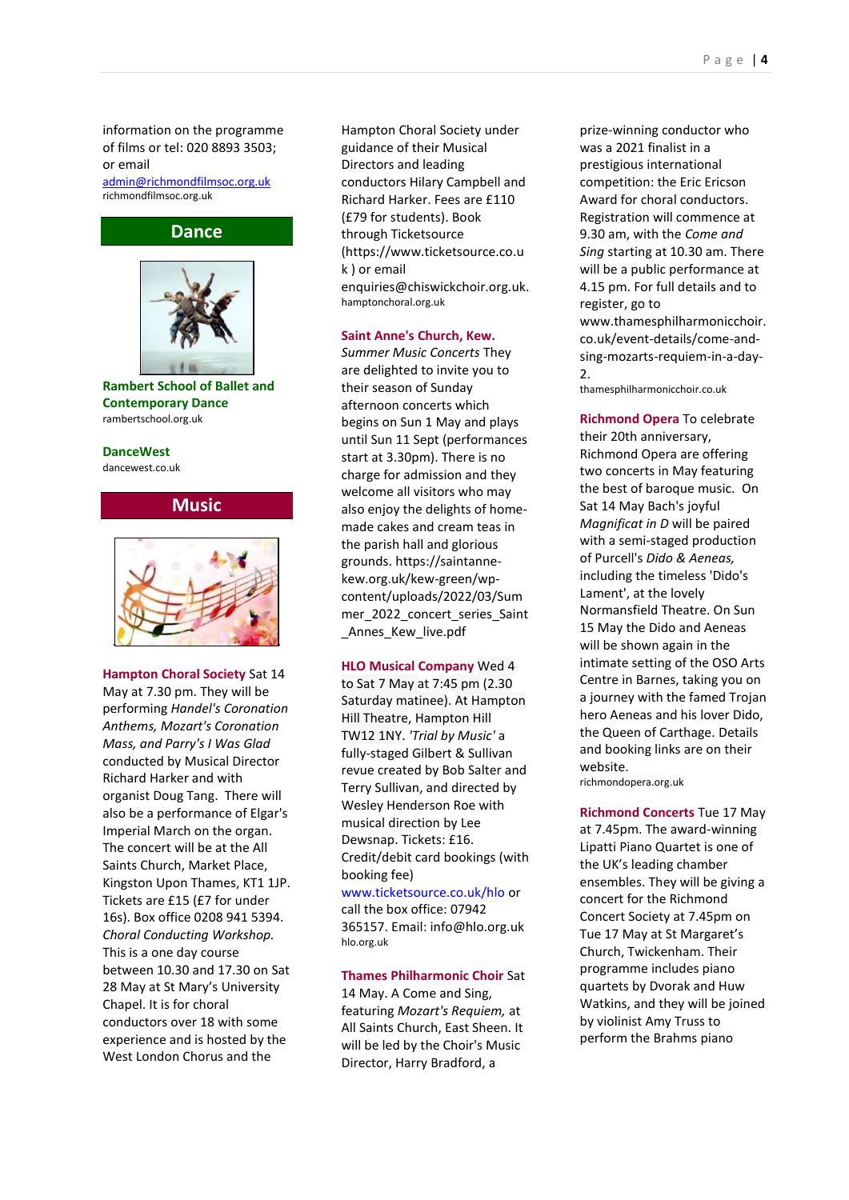information on the programme of films or tel: 020 8893 3503; or email admin@richmondfilmsoc.org.uk
richmondfilmsoc.org.uk

## Dance

**Rambert School of Ballet and Contemporary Dance**
rambertschool.org.uk

**DanceWest**
dancewest.co.uk

## Music

**Hampton Choral Society** Sat 14 May at 7.30 pm. They will be performing *Handel's Coronation Anthems, Mozart's Coronation Mass, and Parry's I Was Glad* conducted by Musical Director Richard Harker and with organist Doug Tang. There will also be a performance of Elgar's Imperial March on the organ. The concert will be at the All Saints Church, Market Place, Kingston Upon Thames, KT1 1JP. Tickets are £15 (£7 for under 16s). Box office 0208 941 5394. *Choral Conducting Workshop.* This is a one day course between 10.30 and 17.30 on Sat 28 May at St Mary's University Chapel. It is for choral conductors over 18 with some experience and is hosted by the West London Chorus and the Hampton Choral Society under guidance of their Musical Directors and leading conductors Hilary Campbell and Richard Harker. Fees are £110 (£79 for students). Book through Ticketsource (https://www.ticketsource.co.uk ) or email enquiries@chiswickchoir.org.uk.
hamptonchoral.org.uk

**Saint Anne's Church, Kew.** *Summer Music Concerts* They are delighted to invite you to their season of Sunday afternoon concerts which begins on Sun 1 May and plays until Sun 11 Sept (performances start at 3.30pm). There is no charge for admission and they welcome all visitors who may also enjoy the delights of home-made cakes and cream teas in the parish hall and glorious grounds. https://saintanne-kew.org.uk/kew-green/wp-content/uploads/2022/03/Summer_2022_concert_series_Saint_Annes_Kew_live.pdf

**HLO Musical Company** Wed 4 to Sat 7 May at 7:45 pm (2.30 Saturday matinee). At Hampton Hill Theatre, Hampton Hill TW12 1NY. *'Trial by Music'* a fully-staged Gilbert & Sullivan revue created by Bob Salter and Terry Sullivan, and directed by Wesley Henderson Roe with musical direction by Lee Dewsnap. Tickets: £16. Credit/debit card bookings (with booking fee) www.ticketsource.co.uk/hlo or call the box office: 07942 365157. Email: info@hlo.org.uk
hlo.org.uk

**Thames Philharmonic Choir** Sat 14 May. A Come and Sing, featuring *Mozart's Requiem,* at All Saints Church, East Sheen. It will be led by the Choir's Music Director, Harry Bradford, a prize-winning conductor who was a 2021 finalist in a prestigious international competition: the Eric Ericson Award for choral conductors. Registration will commence at 9.30 am, with the *Come and Sing* starting at 10.30 am. There will be a public performance at 4.15 pm. For full details and to register, go to www.thamesphilharmonicchoir.co.uk/event-details/come-and-sing-mozarts-requiem-in-a-day-2.
thamesphilharmonicchoir.co.uk

**Richmond Opera** To celebrate their 20th anniversary, Richmond Opera are offering two concerts in May featuring the best of baroque music. On Sat 14 May Bach's joyful *Magnificat in D* will be paired with a semi-staged production of Purcell's *Dido & Aeneas,* including the timeless 'Dido's Lament', at the lovely Normansfield Theatre. On Sun 15 May the Dido and Aeneas will be shown again in the intimate setting of the OSO Arts Centre in Barnes, taking you on a journey with the famed Trojan hero Aeneas and his lover Dido, the Queen of Carthage. Details and booking links are on their website.
richmondopera.org.uk

**Richmond Concerts** Tue 17 May at 7.45pm. The award-winning Lipatti Piano Quartet is one of the UK's leading chamber ensembles. They will be giving a concert for the Richmond Concert Society at 7.45pm on Tue 17 May at St Margaret's Church, Twickenham. Their programme includes piano quartets by Dvorak and Huw Watkins, and they will be joined by violinist Amy Truss to perform the Brahms piano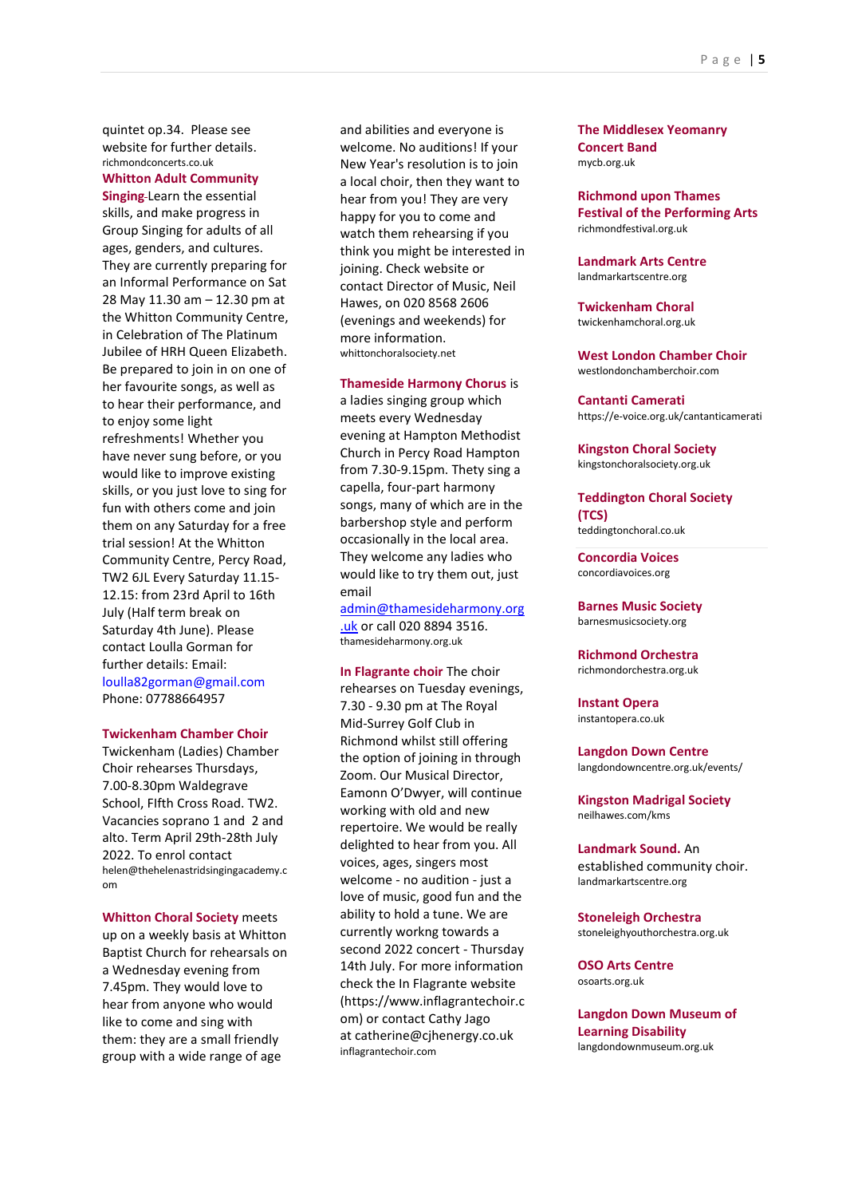quintet op.34. Please see website for further details.
richmondconcerts.co.uk

**Whitton Adult Community Singing**-Learn the essential skills, and make progress in Group Singing for adults of all ages, genders, and cultures. They are currently preparing for an Informal Performance on Sat 28 May 11.30 am – 12.30 pm at the Whitton Community Centre, in Celebration of The Platinum Jubilee of HRH Queen Elizabeth. Be prepared to join in on one of her favourite songs, as well as to hear their performance, and to enjoy some light refreshments! Whether you have never sung before, or you would like to improve existing skills, or you just love to sing for fun with others come and join them on any Saturday for a free trial session! At the Whitton Community Centre, Percy Road, TW2 6JL Every Saturday 11.15-12.15: from 23rd April to 16th July (Half term break on Saturday 4th June). Please contact Loulla Gorman for further details: Email: loulla82gorman@gmail.com Phone: 07788664957

**Twickenham Chamber Choir**
Twickenham (Ladies) Chamber Choir rehearses Thursdays, 7.00-8.30pm Waldegrave School, FIfth Cross Road. TW2. Vacancies soprano 1 and 2 and alto. Term April 29th-28th July 2022. To enrol contact helen@thehelenastridsingingacademy.com

**Whitton Choral Society** meets up on a weekly basis at Whitton Baptist Church for rehearsals on a Wednesday evening from 7.45pm. They would love to hear from anyone who would like to come and sing with them: they are a small friendly group with a wide range of age and abilities and everyone is welcome. No auditions! If your New Year's resolution is to join a local choir, then they want to hear from you! They are very happy for you to come and watch them rehearsing if you think you might be interested in joining. Check website or contact Director of Music, Neil Hawes, on 020 8568 2606 (evenings and weekends) for more information.
whittonchoralsociety.net

**Thameside Harmony Chorus** is a ladies singing group which meets every Wednesday evening at Hampton Methodist Church in Percy Road Hampton from 7.30-9.15pm. They sing a capella, four-part harmony songs, many of which are in the barbershop style and perform occasionally in the local area. They welcome any ladies who would like to try them out, just email admin@thamesideharmony.org.uk or call 020 8894 3516.
thamesideharmony.org.uk

**In Flagrante choir** The choir rehearses on Tuesday evenings, 7.30 - 9.30 pm at The Royal Mid-Surrey Golf Club in Richmond whilst still offering the option of joining in through Zoom. Our Musical Director, Eamonn O'Dwyer, will continue working with old and new repertoire. We would be really delighted to hear from you. All voices, ages, singers most welcome - no audition - just a love of music, good fun and the ability to hold a tune. We are currently workng towards a second 2022 concert - Thursday 14th July. For more information check the In Flagrante website (https://www.inflagrantechoir.com) or contact Cathy Jago at catherine@cjhenergy.co.uk
inflagrantechoir.com

**The Middlesex Yeomanry Concert Band**
mycb.org.uk

**Richmond upon Thames Festival of the Performing Arts**
richmondfestival.org.uk

**Landmark Arts Centre**
landmarkartscentre.org

**Twickenham Choral**
twickenhamchoral.org.uk

**West London Chamber Choir**
westlondonchamberchoir.com

**Cantanti Camerati**
https://e-voice.org.uk/cantanticamerati

**Kingston Choral Society**
kingstonchoralsociety.org.uk

**Teddington Choral Society (TCS)**
teddingtonchoral.co.uk

**Concordia Voices**
concordiavoices.org

**Barnes Music Society**
barnesmusicsociety.org

**Richmond Orchestra**
richmondorchestra.org.uk

**Instant Opera**
instantopera.co.uk

**Langdon Down Centre**
langdondowncentre.org.uk/events/

**Kingston Madrigal Society**
neilhawes.com/kms

**Landmark Sound.** An established community choir.
landmarkartscentre.org

**Stoneleigh Orchestra**
stoneleighyouthorchestra.org.uk

**OSO Arts Centre**
osoarts.org.uk

**Langdon Down Museum of Learning Disability**
langdondownmuseum.org.uk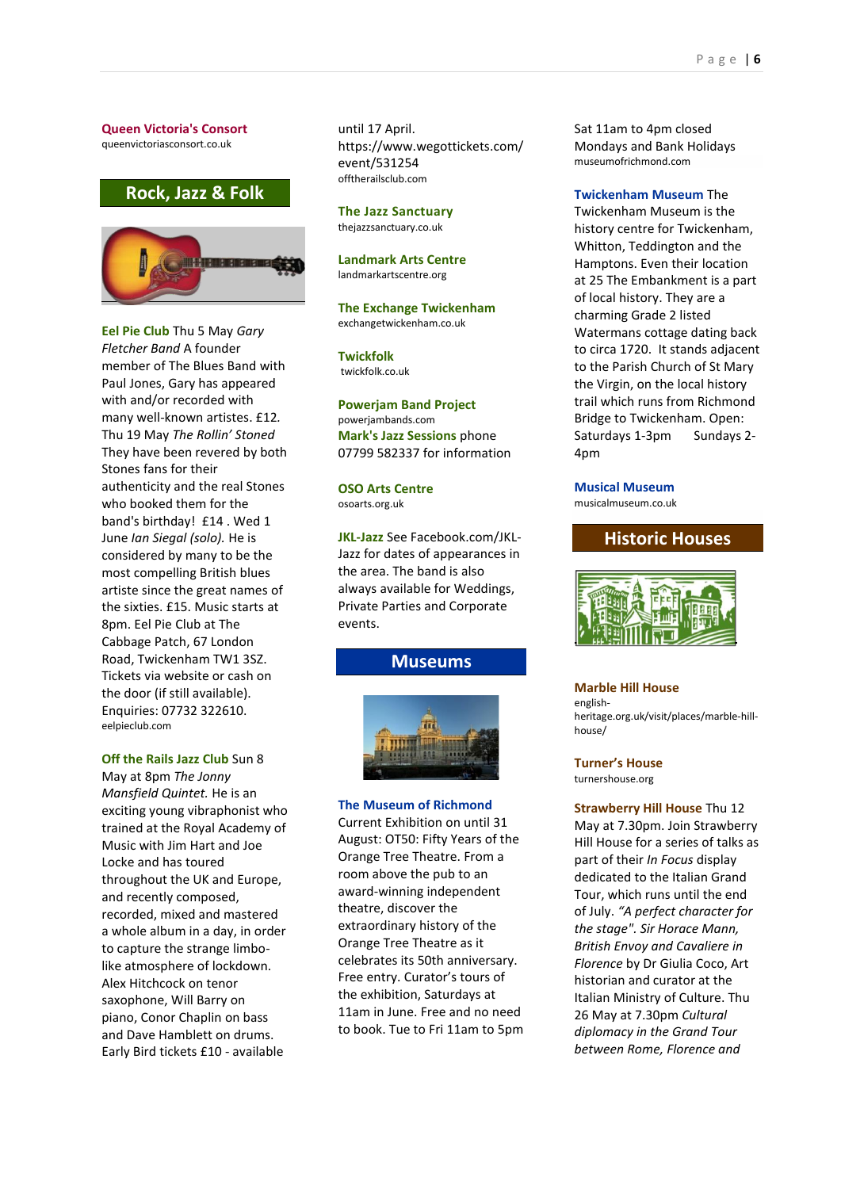**Queen Victoria's Consort**
queenvictoriasconsort.co.uk

## Rock, Jazz & Folk

**Eel Pie Club** Thu 5 May *Gary Fletcher Band* A founder member of The Blues Band with Paul Jones, Gary has appeared with and/or recorded with many well-known artistes. £12. Thu 19 May *The Rollin' Stoned* They have been revered by both Stones fans for their authenticity and the real Stones who booked them for the band's birthday! £14 . Wed 1 June *Ian Siegal (solo).* He is considered by many to be the most compelling British blues artiste since the great names of the sixties. £15. Music starts at 8pm. Eel Pie Club at The Cabbage Patch, 67 London Road, Twickenham TW1 3SZ. Tickets via website or cash on the door (if still available). Enquiries: 07732 322610.
eelpieclub.com

**Off the Rails Jazz Club** Sun 8 May at 8pm *The Jonny Mansfield Quintet.* He is an exciting young vibraphonist who trained at the Royal Academy of Music with Jim Hart and Joe Locke and has toured throughout the UK and Europe, and recently composed, recorded, mixed and mastered a whole album in a day, in order to capture the strange limbo-like atmosphere of lockdown. Alex Hitchcock on tenor saxophone, Will Barry on piano, Conor Chaplin on bass and Dave Hamblett on drums. Early Bird tickets £10 - available until 17 April. https://www.wegottickets.com/event/531254
offtherailsclub.com

**The Jazz Sanctuary**
thejazzsanctuary.co.uk

**Landmark Arts Centre**
landmarkartscentre.org

**The Exchange Twickenham**
exchangetwickenham.co.uk

**Twickfolk**
twickfolk.co.uk

**Powerjam Band Project**
powerjambands.com
**Mark's Jazz Sessions** phone 07799 582337 for information

**OSO Arts Centre**
osoarts.org.uk

**JKL-Jazz** See Facebook.com/JKL-Jazz for dates of appearances in the area. The band is also always available for Weddings, Private Parties and Corporate events.

## Museums

**The Museum of Richmond** Current Exhibition on until 31 August: OT50: Fifty Years of the Orange Tree Theatre. From a room above the pub to an award-winning independent theatre, discover the extraordinary history of the Orange Tree Theatre as it celebrates its 50th anniversary. Free entry. Curator's tours of the exhibition, Saturdays at 11am in June. Free and no need to book. Tue to Fri 11am to 5pm Sat 11am to 4pm closed Mondays and Bank Holidays
museumofrichmond.com

**Twickenham Museum** The Twickenham Museum is the history centre for Twickenham, Whitton, Teddington and the Hamptons. Even their location at 25 The Embankment is a part of local history. They are a charming Grade 2 listed Watermans cottage dating back to circa 1720. It stands adjacent to the Parish Church of St Mary the Virgin, on the local history trail which runs from Richmond Bridge to Twickenham. Open: Saturdays 1-3pm Sundays 2-4pm

**Musical Museum**
musicalmuseum.co.uk

## Historic Houses

**Marble Hill House**
english-heritage.org.uk/visit/places/marble-hill-house/

**Turner's House**
turnershouse.org

**Strawberry Hill House** Thu 12 May at 7.30pm. Join Strawberry Hill House for a series of talks as part of their *In Focus* display dedicated to the Italian Grand Tour, which runs until the end of July. *"A perfect character for the stage". Sir Horace Mann, British Envoy and Cavaliere in Florence* by Dr Giulia Coco, Art historian and curator at the Italian Ministry of Culture. Thu 26 May at 7.30pm *Cultural diplomacy in the Grand Tour between Rome, Florence and*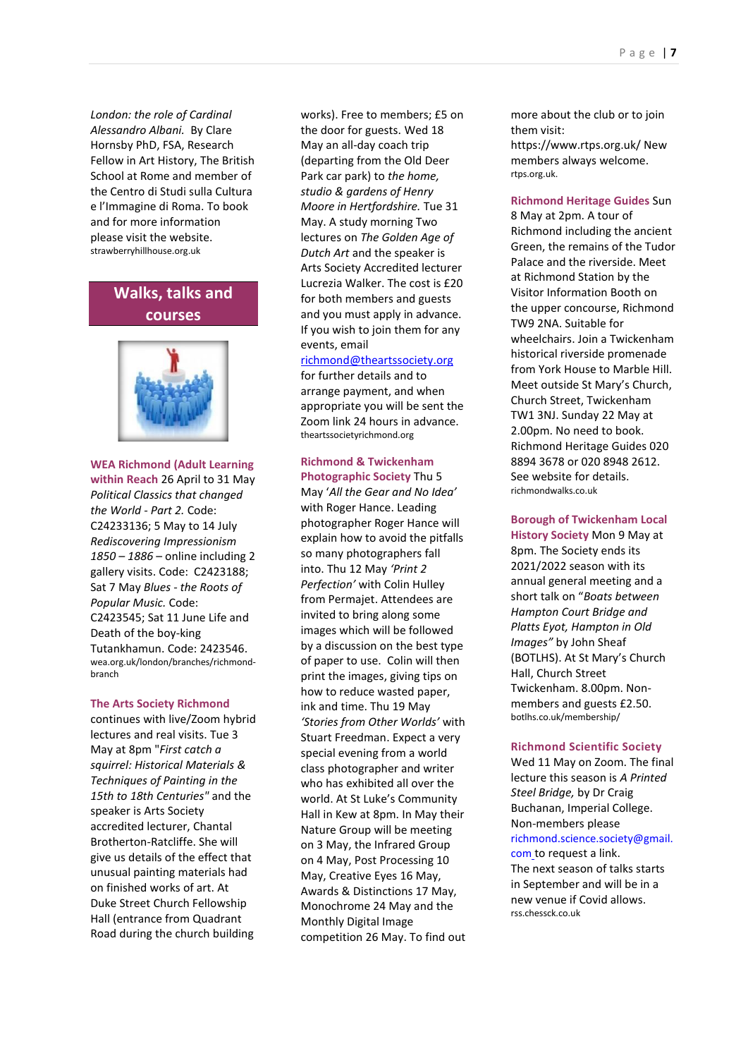*London: the role of Cardinal Alessandro Albani.* By Clare Hornsby PhD, FSA, Research Fellow in Art History, The British School at Rome and member of the Centro di Studi sulla Cultura e l'Immagine di Roma. To book and for more information please visit the website.
strawberryhillhouse.org.uk

## Walks, talks and courses

**WEA Richmond (Adult Learning within Reach** 26 April to 31 May *Political Classics that changed the World - Part 2.* Code: C24233136; 5 May to 14 July *Rediscovering Impressionism 1850 – 1886* – online including 2 gallery visits. Code: C2423188; Sat 7 May *Blues - the Roots of Popular Music.* Code: C2423545; Sat 11 June Life and Death of the boy-king Tutankhamun. Code: 2423546.
wea.org.uk/london/branches/richmond-branch

**The Arts Society Richmond** continues with live/Zoom hybrid lectures and real visits. Tue 3 May at 8pm "*First catch a squirrel: Historical Materials & Techniques of Painting in the 15th to 18th Centuries*" and the speaker is Arts Society accredited lecturer, Chantal Brotherton-Ratcliffe. She will give us details of the effect that unusual painting materials had on finished works of art. At Duke Street Church Fellowship Hall (entrance from Quadrant Road during the church building works). Free to members; £5 on the door for guests. Wed 18 May an all-day coach trip (departing from the Old Deer Park car park) to *the home, studio & gardens of Henry Moore in Hertfordshire.* Tue 31 May. A study morning Two lectures on *The Golden Age of Dutch Art* and the speaker is Arts Society Accredited lecturer Lucrezia Walker. The cost is £20 for both members and guests and you must apply in advance. If you wish to join them for any events, email richmond@theartssociety.org for further details and to arrange payment, and when appropriate you will be sent the Zoom link 24 hours in advance.
theartssocietyrichmond.org

**Richmond & Twickenham Photographic Society** Thu 5 May '*All the Gear and No Idea'* with Roger Hance. Leading photographer Roger Hance will explain how to avoid the pitfalls so many photographers fall into. Thu 12 May *'Print 2 Perfection'* with Colin Hulley from Permajet. Attendees are invited to bring along some images which will be followed by a discussion on the best type of paper to use. Colin will then print the images, giving tips on how to reduce wasted paper, ink and time. Thu 19 May *'Stories from Other Worlds'* with Stuart Freedman. Expect a very special evening from a world class photographer and writer who has exhibited all over the world. At St Luke's Community Hall in Kew at 8pm. In May their Nature Group will be meeting on 3 May, the Infrared Group on 4 May, Post Processing 10 May, Creative Eyes 16 May, Awards & Distinctions 17 May, Monochrome 24 May and the Monthly Digital Image competition 26 May. To find out more about the club or to join them visit: https://www.rtps.org.uk/ New members always welcome.
rtps.org.uk.

**Richmond Heritage Guides** Sun 8 May at 2pm. A tour of Richmond including the ancient Green, the remains of the Tudor Palace and the riverside. Meet at Richmond Station by the Visitor Information Booth on the upper concourse, Richmond TW9 2NA. Suitable for wheelchairs. Join a Twickenham historical riverside promenade from York House to Marble Hill. Meet outside St Mary's Church, Church Street, Twickenham TW1 3NJ. Sunday 22 May at 2.00pm. No need to book. Richmond Heritage Guides 020 8894 3678 or 020 8948 2612. See website for details.
richmondwalks.co.uk

**Borough of Twickenham Local History Society** Mon 9 May at 8pm. The Society ends its 2021/2022 season with its annual general meeting and a short talk on "*Boats between Hampton Court Bridge and Platts Eyot, Hampton in Old Images"* by John Sheaf (BOTLHS). At St Mary's Church Hall, Church Street Twickenham. 8.00pm. Non-members and guests £2.50.
botlhs.co.uk/membership/

**Richmond Scientific Society** Wed 11 May on Zoom. The final lecture this season is *A Printed Steel Bridge,* by Dr Craig Buchanan, Imperial College. Non-members please richmond.science.society@gmail.com to request a link. The next season of talks starts in September and will be in a new venue if Covid allows.
rss.chessck.co.uk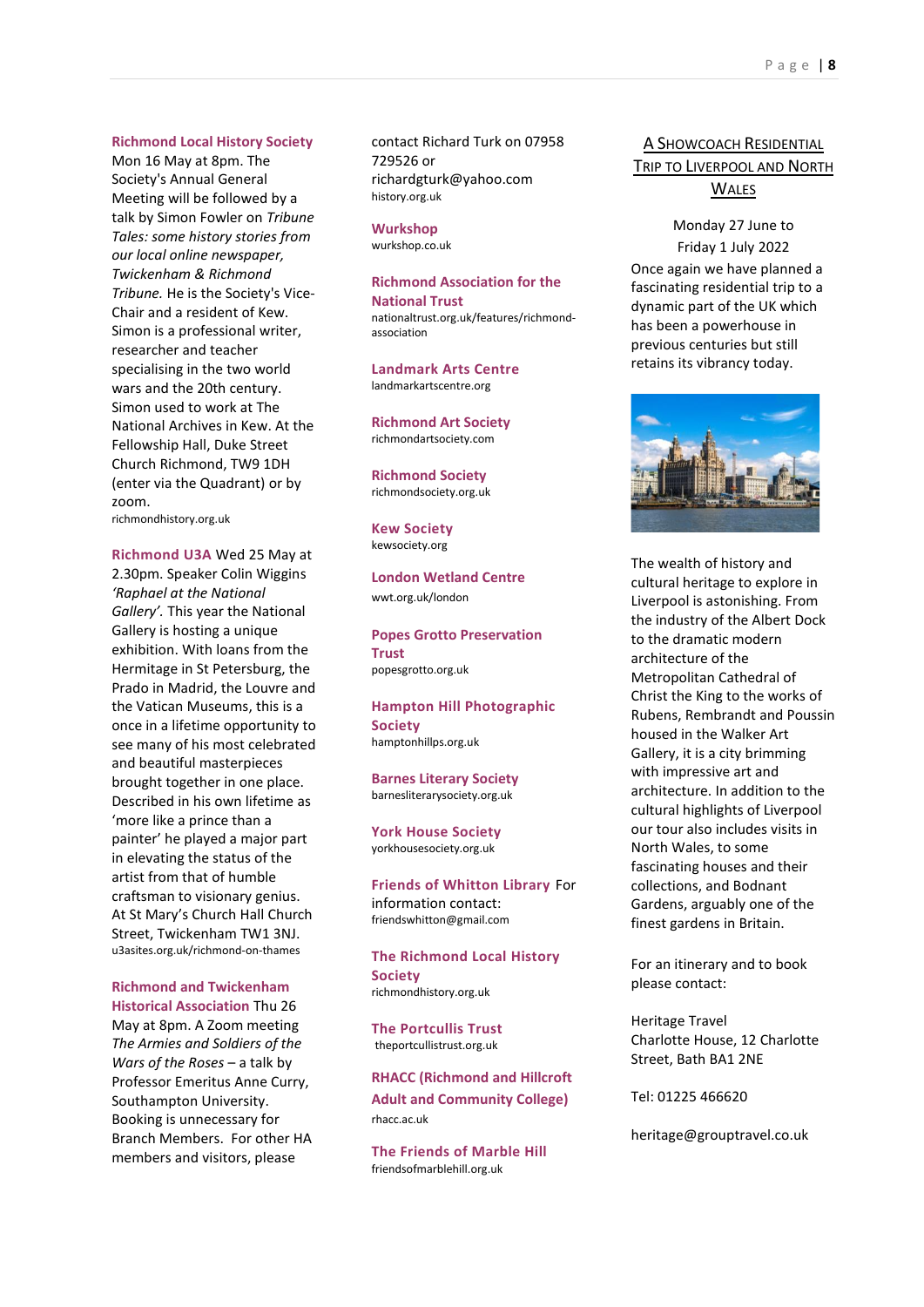**Richmond Local History Society** Mon 16 May at 8pm. The Society's Annual General Meeting will be followed by a talk by Simon Fowler on *Tribune Tales: some history stories from our local online newspaper, Twickenham & Richmond Tribune.* He is the Society's Vice-Chair and a resident of Kew. Simon is a professional writer, researcher and teacher specialising in the two world wars and the 20th century. Simon used to work at The National Archives in Kew. At the Fellowship Hall, Duke Street Church Richmond, TW9 1DH (enter via the Quadrant) or by zoom.
richmondhistory.org.uk

**Richmond U3A** Wed 25 May at 2.30pm. Speaker Colin Wiggins *'Raphael at the National Gallery'.* This year the National Gallery is hosting a unique exhibition. With loans from the Hermitage in St Petersburg, the Prado in Madrid, the Louvre and the Vatican Museums, this is a once in a lifetime opportunity to see many of his most celebrated and beautiful masterpieces brought together in one place. Described in his own lifetime as 'more like a prince than a painter' he played a major part in elevating the status of the artist from that of humble craftsman to visionary genius. At St Mary's Church Hall Church Street, Twickenham TW1 3NJ.
u3asites.org.uk/richmond-on-thames

**Richmond and Twickenham Historical Association** Thu 26 May at 8pm. A Zoom meeting *The Armies and Soldiers of the Wars of the Roses* – a talk by Professor Emeritus Anne Curry, Southampton University. Booking is unnecessary for Branch Members. For other HA members and visitors, please contact Richard Turk on 07958 729526 or richardgturk@yahoo.com
history.org.uk

**Wurkshop**
wurkshop.co.uk

**Richmond Association for the National Trust**
nationaltrust.org.uk/features/richmond-association

**Landmark Arts Centre**
landmarkartscentre.org

**Richmond Art Society**
richmondartsociety.com

**Richmond Society**
richmondsociety.org.uk

**Kew Society**
kewsociety.org

**London Wetland Centre**
wwt.org.uk/london

**Popes Grotto Preservation Trust**
popesgrotto.org.uk

**Hampton Hill Photographic Society**
hamptonhillps.org.uk

**Barnes Literary Society**
barnesliterarysociety.org.uk

**York House Society**
yorkhousesociety.org.uk

**Friends of Whitton Library** For information contact:
friendswhitton@gmail.com

**The Richmond Local History Society**
richmondhistory.org.uk

**The Portcullis Trust**
theportcullistrust.org.uk

**RHACC (Richmond and Hillcroft Adult and Community College)**
rhacc.ac.uk

**The Friends of Marble Hill**
friendsofmarblehill.org.uk

## A Showcoach Residential Trip to Liverpool and North Wales

Monday 27 June to Friday 1 July 2022

Once again we have planned a fascinating residential trip to a dynamic part of the UK which has been a powerhouse in previous centuries but still retains its vibrancy today.

The wealth of history and cultural heritage to explore in Liverpool is astonishing. From the industry of the Albert Dock to the dramatic modern architecture of the Metropolitan Cathedral of Christ the King to the works of Rubens, Rembrandt and Poussin housed in the Walker Art Gallery, it is a city brimming with impressive art and architecture. In addition to the cultural highlights of Liverpool our tour also includes visits in North Wales, to some fascinating houses and their collections, and Bodnant Gardens, arguably one of the finest gardens in Britain.

For an itinerary and to book please contact:

Heritage Travel
Charlotte House, 12 Charlotte Street, Bath BA1 2NE

Tel: 01225 466620

heritage@grouptravel.co.uk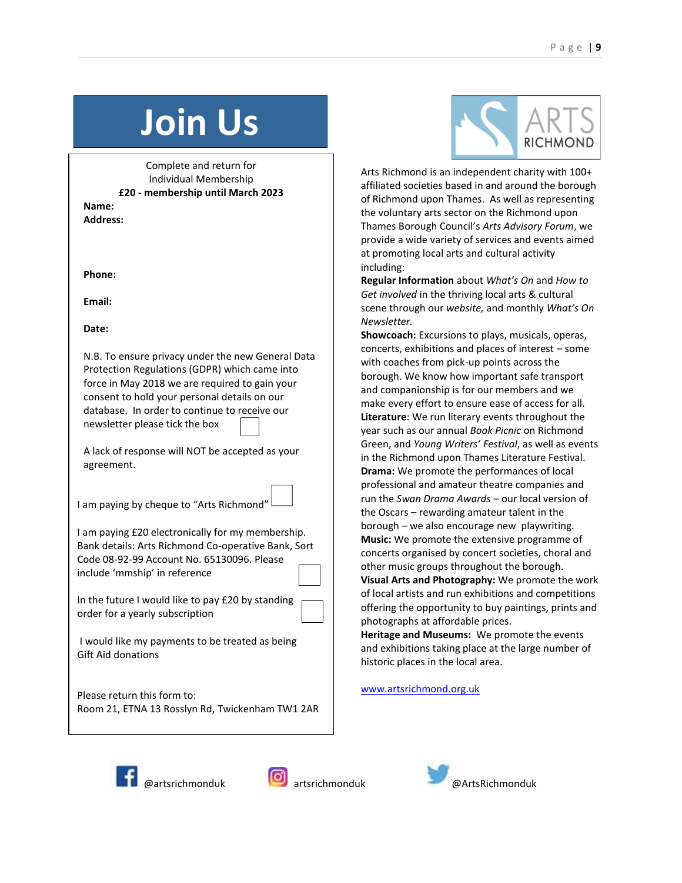# Join Us

Complete and return for
Individual Membership
**£20 - membership until March 2023**

**Name:**

**Address:**

**Phone:**

**Email:**

**Date:**

N.B. To ensure privacy under the new General Data Protection Regulations (GDPR) which came into force in May 2018 we are required to gain your consent to hold your personal details on our database. In order to continue to receive our newsletter please tick the box ☐

A lack of response will NOT be accepted as your agreement.

I am paying by cheque to "Arts Richmond" ☐

I am paying £20 electronically for my membership. Bank details: Arts Richmond Co-operative Bank, Sort Code 08-92-99 Account No. 65130096. Please include 'mmship' in reference ☐

In the future I would like to pay £20 by standing order for a yearly subscription ☐

I would like my payments to be treated as being Gift Aid donations

Please return this form to:
Room 21, ETNA 13 Rosslyn Rd, Twickenham TW1 2AR

ARTS RICHMOND

Arts Richmond is an independent charity with 100+ affiliated societies based in and around the borough of Richmond upon Thames. As well as representing the voluntary arts sector on the Richmond upon Thames Borough Council's *Arts Advisory Forum*, we provide a wide variety of services and events aimed at promoting local arts and cultural activity including:

**Regular Information** about *What's On* and *How to Get involved* in the thriving local arts & cultural scene through our *website,* and monthly *What's On Newsletter.*

**Showcoach:** Excursions to plays, musicals, operas, concerts, exhibitions and places of interest – some with coaches from pick-up points across the borough. We know how important safe transport and companionship is for our members and we make every effort to ensure ease of access for all.

**Literature**: We run literary events throughout the year such as our annual *Book Picnic* on Richmond Green, and *Young Writers' Festival*, as well as events in the Richmond upon Thames Literature Festival.

**Drama:** We promote the performances of local professional and amateur theatre companies and run the *Swan Drama Awards* – our local version of the Oscars – rewarding amateur talent in the borough – we also encourage new playwriting.

**Music:** We promote the extensive programme of concerts organised by concert societies, choral and other music groups throughout the borough.

**Visual Arts and Photography:** We promote the work of local artists and run exhibitions and competitions offering the opportunity to buy paintings, prints and photographs at affordable prices.

**Heritage and Museums:** We promote the events and exhibitions taking place at the large number of historic places in the local area.

[www.artsrichmond.org.uk](http://www.artsrichmond.org.uk)

@artsrichmonduk  artsrichmonduk  @ArtsRichmonduk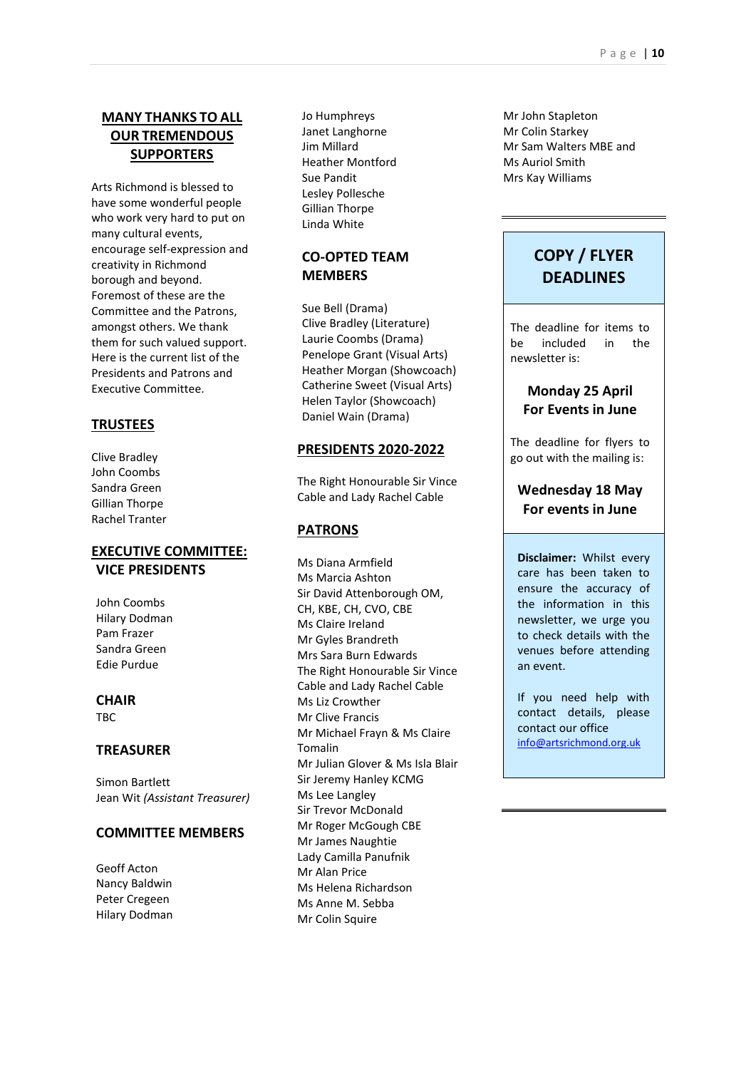## MANY THANKS TO ALL OUR TREMENDOUS SUPPORTERS

Arts Richmond is blessed to have some wonderful people who work very hard to put on many cultural events, encourage self-expression and creativity in Richmond borough and beyond. Foremost of these are the Committee and the Patrons, amongst others. We thank them for such valued support. Here is the current list of the Presidents and Patrons and Executive Committee.

### TRUSTEES

Clive Bradley
John Coombs
Sandra Green
Gillian Thorpe
Rachel Tranter

### EXECUTIVE COMMITTEE:

### VICE PRESIDENTS

John Coombs
Hilary Dodman
Pam Frazer
Sandra Green
Edie Purdue

### CHAIR

TBC

### TREASURER

Simon Bartlett
Jean Wit *(Assistant Treasurer)*

### COMMITTEE MEMBERS

Geoff Acton
Nancy Baldwin
Peter Cregeen
Hilary Dodman
Jo Humphreys
Janet Langhorne
Jim Millard
Heather Montford
Sue Pandit
Lesley Pollesche
Gillian Thorpe
Linda White

### CO-OPTED TEAM MEMBERS

Sue Bell (Drama)
Clive Bradley (Literature)
Laurie Coombs (Drama)
Penelope Grant (Visual Arts)
Heather Morgan (Showcoach)
Catherine Sweet (Visual Arts)
Helen Taylor (Showcoach)
Daniel Wain (Drama)

### PRESIDENTS 2020-2022

The Right Honourable Sir Vince Cable and Lady Rachel Cable

### PATRONS

Ms Diana Armfield
Ms Marcia Ashton
Sir David Attenborough OM, CH, KBE, CH, CVO, CBE
Ms Claire Ireland
Mr Gyles Brandreth
Mrs Sara Burn Edwards
The Right Honourable Sir Vince Cable and Lady Rachel Cable
Ms Liz Crowther
Mr Clive Francis
Mr Michael Frayn & Ms Claire Tomalin
Mr Julian Glover & Ms Isla Blair
Sir Jeremy Hanley KCMG
Ms Lee Langley
Sir Trevor McDonald
Mr Roger McGough CBE
Mr James Naughtie
Lady Camilla Panufnik
Mr Alan Price
Ms Helena Richardson
Ms Anne M. Sebba
Mr Colin Squire
Mr John Stapleton
Mr Colin Starkey
Mr Sam Walters MBE and Ms Auriol Smith
Mrs Kay Williams

---

## COPY / FLYER DEADLINES

The deadline for items to be included in the newsletter is:

**Monday 25 April**
**For Events in June**

The deadline for flyers to go out with the mailing is:

**Wednesday 18 May**
**For events in June**

**Disclaimer:** Whilst every care has been taken to ensure the accuracy of the information in this newsletter, we urge you to check details with the venues before attending an event.

If you need help with contact details, please contact our office info@artsrichmond.org.uk

---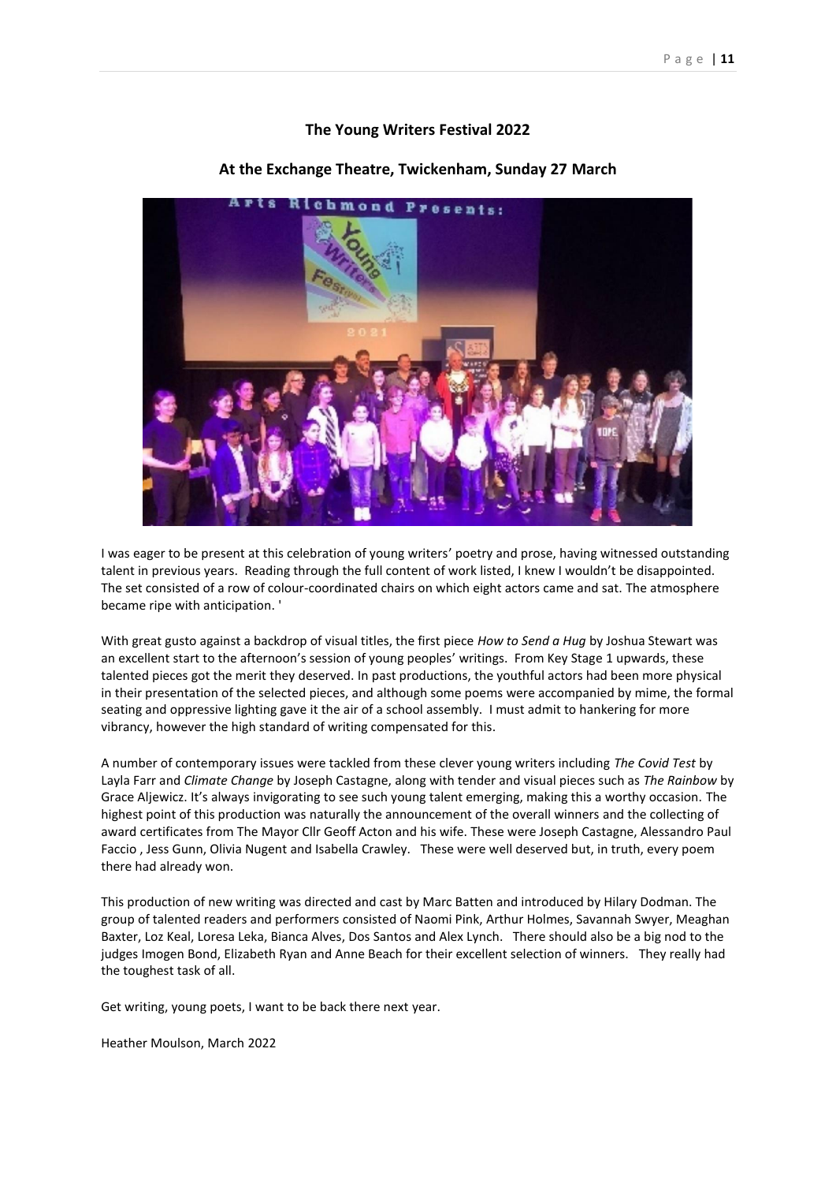**The Young Writers Festival 2022**

**At the Exchange Theatre, Twickenham, Sunday 27 March**

I was eager to be present at this celebration of young writers' poetry and prose, having witnessed outstanding talent in previous years. Reading through the full content of work listed, I knew I wouldn't be disappointed. The set consisted of a row of colour-coordinated chairs on which eight actors came and sat. The atmosphere became ripe with anticipation. '

With great gusto against a backdrop of visual titles, the first piece *How to Send a Hug* by Joshua Stewart was an excellent start to the afternoon's session of young peoples' writings. From Key Stage 1 upwards, these talented pieces got the merit they deserved. In past productions, the youthful actors had been more physical in their presentation of the selected pieces, and although some poems were accompanied by mime, the formal seating and oppressive lighting gave it the air of a school assembly. I must admit to hankering for more vibrancy, however the high standard of writing compensated for this.

A number of contemporary issues were tackled from these clever young writers including *The Covid Test* by Layla Farr and *Climate Change* by Joseph Castagne, along with tender and visual pieces such as *The Rainbow* by Grace Aljewicz. It's always invigorating to see such young talent emerging, making this a worthy occasion. The highest point of this production was naturally the announcement of the overall winners and the collecting of award certificates from The Mayor Cllr Geoff Acton and his wife. These were Joseph Castagne, Alessandro Paul Faccio , Jess Gunn, Olivia Nugent and Isabella Crawley. These were well deserved but, in truth, every poem there had already won.

This production of new writing was directed and cast by Marc Batten and introduced by Hilary Dodman. The group of talented readers and performers consisted of Naomi Pink, Arthur Holmes, Savannah Swyer, Meaghan Baxter, Loz Keal, Loresa Leka, Bianca Alves, Dos Santos and Alex Lynch. There should also be a big nod to the judges Imogen Bond, Elizabeth Ryan and Anne Beach for their excellent selection of winners. They really had the toughest task of all.

Get writing, young poets, I want to be back there next year.

Heather Moulson, March 2022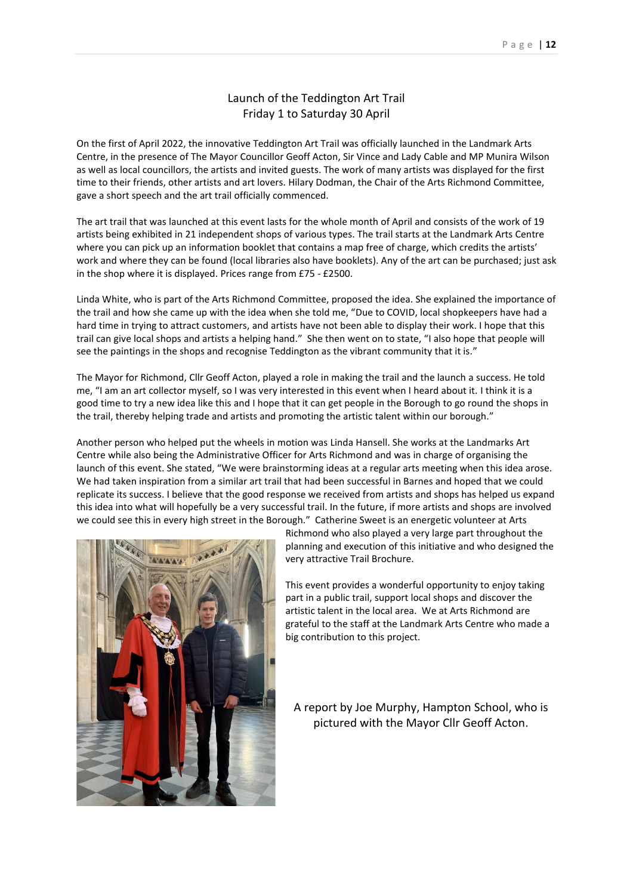## Launch of the Teddington Art Trail
## Friday 1 to Saturday 30 April

On the first of April 2022, the innovative Teddington Art Trail was officially launched in the Landmark Arts Centre, in the presence of The Mayor Councillor Geoff Acton, Sir Vince and Lady Cable and MP Munira Wilson as well as local councillors, the artists and invited guests. The work of many artists was displayed for the first time to their friends, other artists and art lovers. Hilary Dodman, the Chair of the Arts Richmond Committee, gave a short speech and the art trail officially commenced.

The art trail that was launched at this event lasts for the whole month of April and consists of the work of 19 artists being exhibited in 21 independent shops of various types. The trail starts at the Landmark Arts Centre where you can pick up an information booklet that contains a map free of charge, which credits the artists' work and where they can be found (local libraries also have booklets). Any of the art can be purchased; just ask in the shop where it is displayed. Prices range from £75 - £2500.

Linda White, who is part of the Arts Richmond Committee, proposed the idea. She explained the importance of the trail and how she came up with the idea when she told me, "Due to COVID, local shopkeepers have had a hard time in trying to attract customers, and artists have not been able to display their work. I hope that this trail can give local shops and artists a helping hand." She then went on to state, "I also hope that people will see the paintings in the shops and recognise Teddington as the vibrant community that it is."

The Mayor for Richmond, Cllr Geoff Acton, played a role in making the trail and the launch a success. He told me, "I am an art collector myself, so I was very interested in this event when I heard about it. I think it is a good time to try a new idea like this and I hope that it can get people in the Borough to go round the shops in the trail, thereby helping trade and artists and promoting the artistic talent within our borough."

Another person who helped put the wheels in motion was Linda Hansell. She works at the Landmarks Art Centre while also being the Administrative Officer for Arts Richmond and was in charge of organising the launch of this event. She stated, "We were brainstorming ideas at a regular arts meeting when this idea arose. We had taken inspiration from a similar art trail that had been successful in Barnes and hoped that we could replicate its success. I believe that the good response we received from artists and shops has helped us expand this idea into what will hopefully be a very successful trail. In the future, if more artists and shops are involved we could see this in every high street in the Borough." Catherine Sweet is an energetic volunteer at Arts Richmond who also played a very large part throughout the planning and execution of this initiative and who designed the very attractive Trail Brochure.

This event provides a wonderful opportunity to enjoy taking part in a public trail, support local shops and discover the artistic talent in the local area. We at Arts Richmond are grateful to the staff at the Landmark Arts Centre who made a big contribution to this project.

A report by Joe Murphy, Hampton School, who is pictured with the Mayor Cllr Geoff Acton.